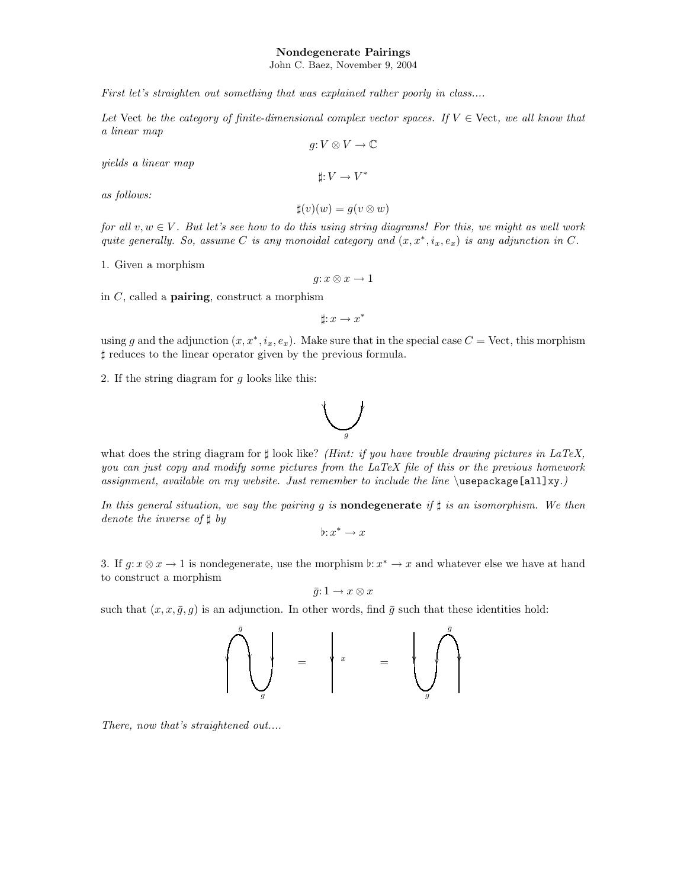**Nondegenerate Pairings**

John C. Baez, November 9, 2004

*First let's straighten out something that was explained rather poorly in class....*

*Let* Vect *be the category of finite-dimensional complex vector spaces. If* $V \in \mathrm{Vect}$*, we all know that a linear map*

$$g: V \otimes V \to \mathbb{C}$$

*yields a linear map*

$$\sharp: V \to V^*$$

*as follows:*

$$\sharp(v)(w) = g(v \otimes w)$$

*for all* $v, w \in V$*. But let's see how to do this using string diagrams! For this, we might as well work quite generally. So, assume* $C$ *is any monoidal category and* $(x, x^*, i_x, e_x)$ *is any adjunction in* $C$*.*

1. Given a morphism

$$g: x \otimes x \to 1$$

in $C$, called a **pairing**, construct a morphism

$$\sharp: x \to x^*$$

using $g$ and the adjunction $(x, x^*, i_x, e_x)$. Make sure that in the special case $C = \mathrm{Vect}$, this morphism $\sharp$ reduces to the linear operator given by the previous formula.

2. If the string diagram for $g$ looks like this:

g

what does the string diagram for $\sharp$ look like? *(Hint: if you have trouble drawing pictures in LaTeX, you can just copy and modify some pictures from the LaTeX file of this or the previous homework assignment, available on my website. Just remember to include the line* `\usepackage[all]xy`*.)*

*In this general situation, we say the pairing* $g$ *is* **nondegenerate** *if* $\sharp$ *is an isomorphism. We then denote the inverse of* $\sharp$ *by*

$$\flat: x^* \to x$$

3. If $g: x \otimes x \to 1$ is nondegenerate, use the morphism $\flat: x^* \to x$ and whatever else we have at hand to construct a morphism

$$\bar{g}: 1 \to x \otimes x$$

such that $(x, x, \bar{g}, g)$ is an adjunction. In other words, find $\bar{g}$ such that these identities hold:

$\bar{g}$ $g$ = $x$ = $\bar{g}$ $g$

*There, now that's straightened out....*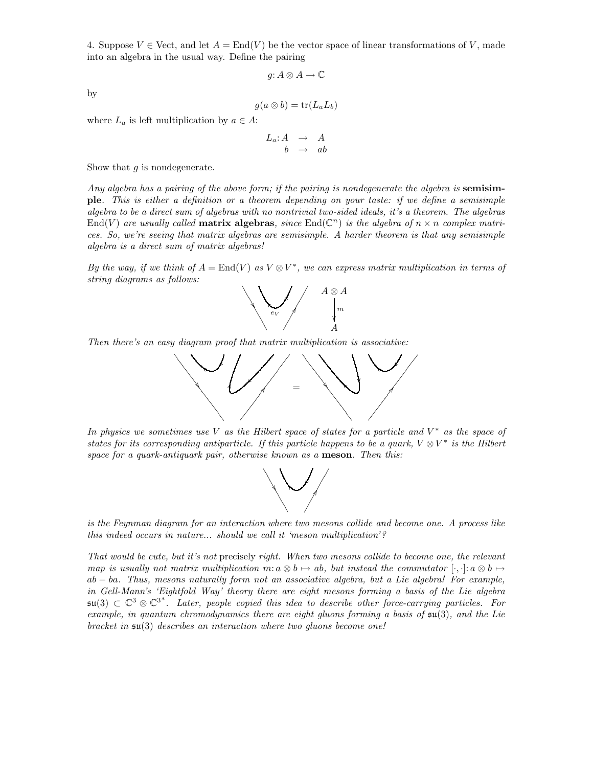4. Suppose $V \in \text{Vect}$, and let $A = \text{End}(V)$ be the vector space of linear transformations of $V$, made into an algebra in the usual way. Define the pairing

$$g: A \otimes A \to \mathbb{C}$$

by

$$g(a \otimes b) = \text{tr}(L_a L_b)$$

where $L_a$ is left multiplication by $a \in A$:

$$\begin{array}{rcl} L_a: A & \to & A \\ b & \to & ab \end{array}$$

Show that $g$ is nondegenerate.

*Any algebra has a pairing of the above form; if the pairing is nondegenerate the algebra is* **semisimple**. *This is either a definition or a theorem depending on your taste: if we define a semisimple algebra to be a direct sum of algebras with no nontrivial two-sided ideals, it's a theorem. The algebras* $\text{End}(V)$ *are usually called* **matrix algebras**, *since* $\text{End}(\mathbb{C}^n)$ *is the algebra of* $n \times n$ *complex matrices. So, we're seeing that matrix algebras are semisimple. A harder theorem is that any semisimple algebra is a direct sum of matrix algebras!*

*By the way, if we think of* $A = \text{End}(V)$ *as* $V \otimes V^*$, *we can express matrix multiplication in terms of string diagrams as follows:*

$e_V$

$A \otimes A$

$m$

$A$

*Then there's an easy diagram proof that matrix multiplication is associative:*

=

*In physics we sometimes use* $V$ *as the Hilbert space of states for a particle and* $V^*$ *as the space of states for its corresponding antiparticle. If this particle happens to be a quark,* $V \otimes V^*$ *is the Hilbert space for a quark-antiquark pair, otherwise known as a* **meson**. *Then this:*

*is the Feynman diagram for an interaction where two mesons collide and become one. A process like this indeed occurs in nature... should we call it 'meson multiplication'?*

*That would be cute, but it's not* precisely *right. When two mesons collide to become one, the relevant map is usually not matrix multiplication* $m: a \otimes b \mapsto ab$, *but instead the commutator* $[\cdot, \cdot]: a \otimes b \mapsto ab - ba$. *Thus, mesons naturally form not an associative algebra, but a Lie algebra! For example, in Gell-Mann's 'Eightfold Way' theory there are eight mesons forming a basis of the Lie algebra* $\mathfrak{su}(3) \subset \mathbb{C}^3 \otimes \mathbb{C}^{3^*}$. *Later, people copied this idea to describe other force-carrying particles. For example, in quantum chromodynamics there are eight gluons forming a basis of* $\mathfrak{su}(3)$, *and the Lie bracket in* $\mathfrak{su}(3)$ *describes an interaction where two gluons become one!*